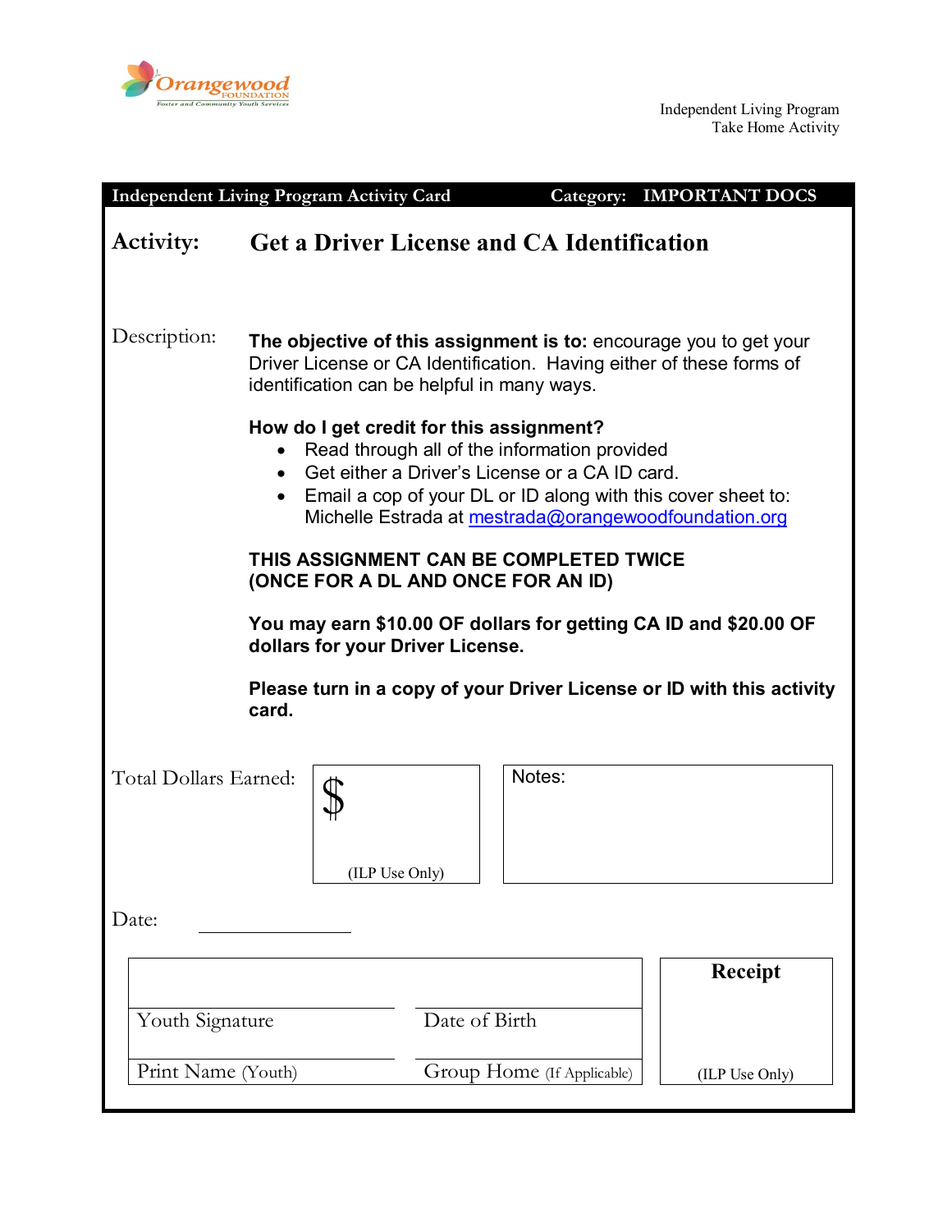Orangewood FOUNDATION
Foster and Community Youth Services

Independent Living Program
Take Home Activity

**Independent Living Program Activity Card** — **Category: IMPORTANT DOCS**

## Activity: Get a Driver License and CA Identification

Description:

**The objective of this assignment is to:** encourage you to get your Driver License or CA Identification. Having either of these forms of identification can be helpful in many ways.

**How do I get credit for this assignment?**

- Read through all of the information provided
- Get either a Driver's License or a CA ID card.
- Email a cop of your DL or ID along with this cover sheet to: Michelle Estrada at mestrada@orangewoodfoundation.org

**THIS ASSIGNMENT CAN BE COMPLETED TWICE (ONCE FOR A DL AND ONCE FOR AN ID)**

**You may earn $10.00 OF dollars for getting CA ID and $20.00 OF dollars for your Driver License.**

**Please turn in a copy of your Driver License or ID with this activity card.**

Total Dollars Earned: $ ______ (ILP Use Only)

Notes:

Date: ______________

| | | Receipt |
|---|---|---|
| Youth Signature | Date of Birth | |
| Print Name (Youth) | Group Home (If Applicable) | (ILP Use Only) |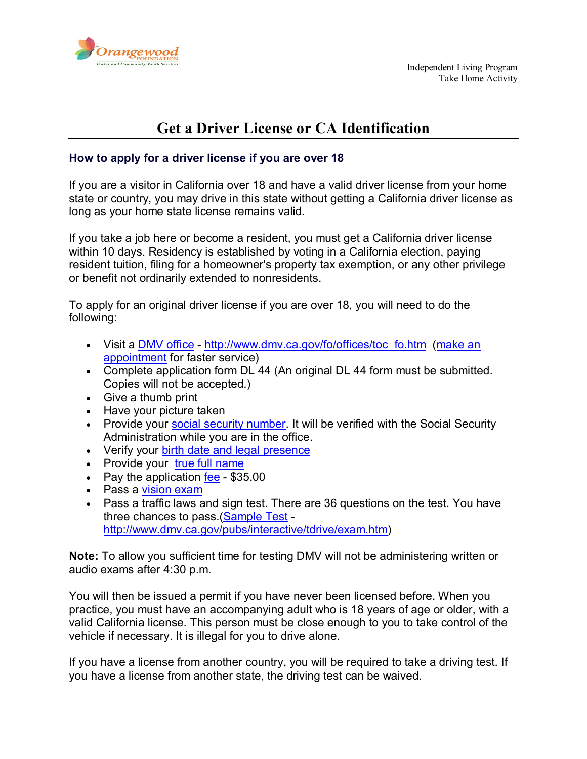Independent Living Program
Take Home Activity

# Get a Driver License or CA Identification

### How to apply for a driver license if you are over 18

If you are a visitor in California over 18 and have a valid driver license from your home state or country, you may drive in this state without getting a California driver license as long as your home state license remains valid.

If you take a job here or become a resident, you must get a California driver license within 10 days. Residency is established by voting in a California election, paying resident tuition, filing for a homeowner's property tax exemption, or any other privilege or benefit not ordinarily extended to nonresidents.

To apply for an original driver license if you are over 18, you will need to do the following:

- Visit a DMV office - http://www.dmv.ca.gov/fo/offices/toc_fo.htm (make an appointment for faster service)
- Complete application form DL 44 (An original DL 44 form must be submitted. Copies will not be accepted.)
- Give a thumb print
- Have your picture taken
- Provide your social security number. It will be verified with the Social Security Administration while you are in the office.
- Verify your birth date and legal presence
- Provide your true full name
- Pay the application fee - $35.00
- Pass a vision exam
- Pass a traffic laws and sign test. There are 36 questions on the test. You have three chances to pass.(Sample Test - http://www.dmv.ca.gov/pubs/interactive/tdrive/exam.htm)

**Note:** To allow you sufficient time for testing DMV will not be administering written or audio exams after 4:30 p.m.

You will then be issued a permit if you have never been licensed before. When you practice, you must have an accompanying adult who is 18 years of age or older, with a valid California license. This person must be close enough to you to take control of the vehicle if necessary. It is illegal for you to drive alone.

If you have a license from another country, you will be required to take a driving test. If you have a license from another state, the driving test can be waived.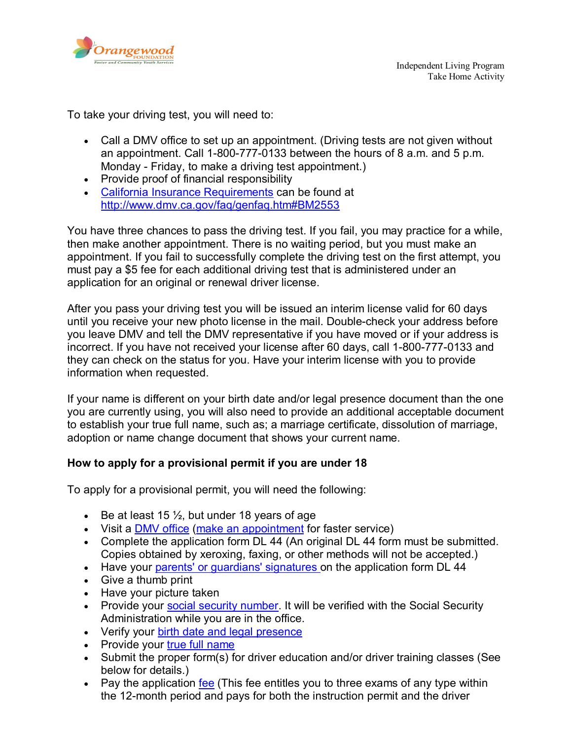To take your driving test, you will need to:

- Call a DMV office to set up an appointment. (Driving tests are not given without an appointment. Call 1-800-777-0133 between the hours of 8 a.m. and 5 p.m. Monday - Friday, to make a driving test appointment.)
- Provide proof of financial responsibility
- California Insurance Requirements can be found at http://www.dmv.ca.gov/faq/genfaq.htm#BM2553

You have three chances to pass the driving test. If you fail, you may practice for a while, then make another appointment. There is no waiting period, but you must make an appointment. If you fail to successfully complete the driving test on the first attempt, you must pay a $5 fee for each additional driving test that is administered under an application for an original or renewal driver license.

After you pass your driving test you will be issued an interim license valid for 60 days until you receive your new photo license in the mail. Double-check your address before you leave DMV and tell the DMV representative if you have moved or if your address is incorrect. If you have not received your license after 60 days, call 1-800-777-0133 and they can check on the status for you. Have your interim license with you to provide information when requested.

If your name is different on your birth date and/or legal presence document than the one you are currently using, you will also need to provide an additional acceptable document to establish your true full name, such as; a marriage certificate, dissolution of marriage, adoption or name change document that shows your current name.

**How to apply for a provisional permit if you are under 18**

To apply for a provisional permit, you will need the following:

- Be at least 15 ½, but under 18 years of age
- Visit a DMV office (make an appointment for faster service)
- Complete the application form DL 44 (An original DL 44 form must be submitted. Copies obtained by xeroxing, faxing, or other methods will not be accepted.)
- Have your parents' or guardians' signatures on the application form DL 44
- Give a thumb print
- Have your picture taken
- Provide your social security number. It will be verified with the Social Security Administration while you are in the office.
- Verify your birth date and legal presence
- Provide your true full name
- Submit the proper form(s) for driver education and/or driver training classes (See below for details.)
- Pay the application fee (This fee entitles you to three exams of any type within the 12-month period and pays for both the instruction permit and the driver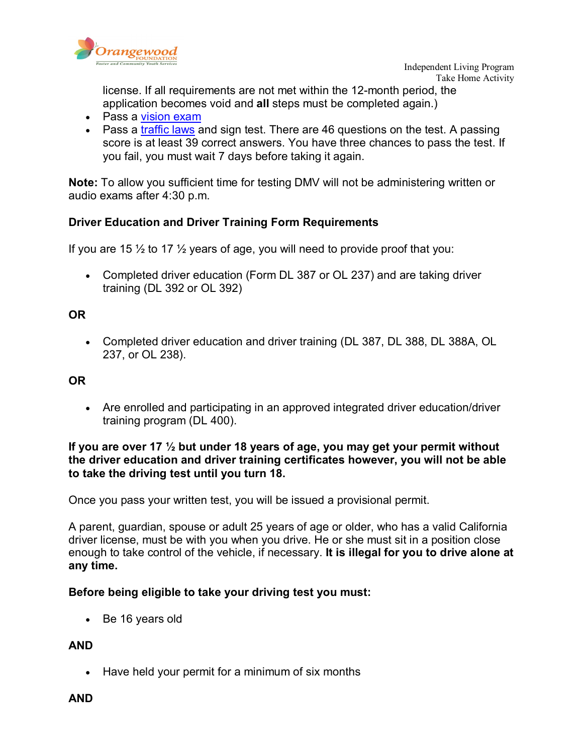license. If all requirements are not met within the 12-month period, the application becomes void and **all** steps must be completed again.)

- Pass a vision exam
- Pass a traffic laws and sign test. There are 46 questions on the test. A passing score is at least 39 correct answers. You have three chances to pass the test. If you fail, you must wait 7 days before taking it again.

**Note:** To allow you sufficient time for testing DMV will not be administering written or audio exams after 4:30 p.m.

**Driver Education and Driver Training Form Requirements**

If you are 15 ½ to 17 ½ years of age, you will need to provide proof that you:

- Completed driver education (Form DL 387 or OL 237) and are taking driver training (DL 392 or OL 392)

**OR**

- Completed driver education and driver training (DL 387, DL 388, DL 388A, OL 237, or OL 238).

**OR**

- Are enrolled and participating in an approved integrated driver education/driver training program (DL 400).

**If you are over 17 ½ but under 18 years of age, you may get your permit without the driver education and driver training certificates however, you will not be able to take the driving test until you turn 18.**

Once you pass your written test, you will be issued a provisional permit.

A parent, guardian, spouse or adult 25 years of age or older, who has a valid California driver license, must be with you when you drive. He or she must sit in a position close enough to take control of the vehicle, if necessary. **It is illegal for you to drive alone at any time.**

**Before being eligible to take your driving test you must:**

- Be 16 years old

**AND**

- Have held your permit for a minimum of six months

**AND**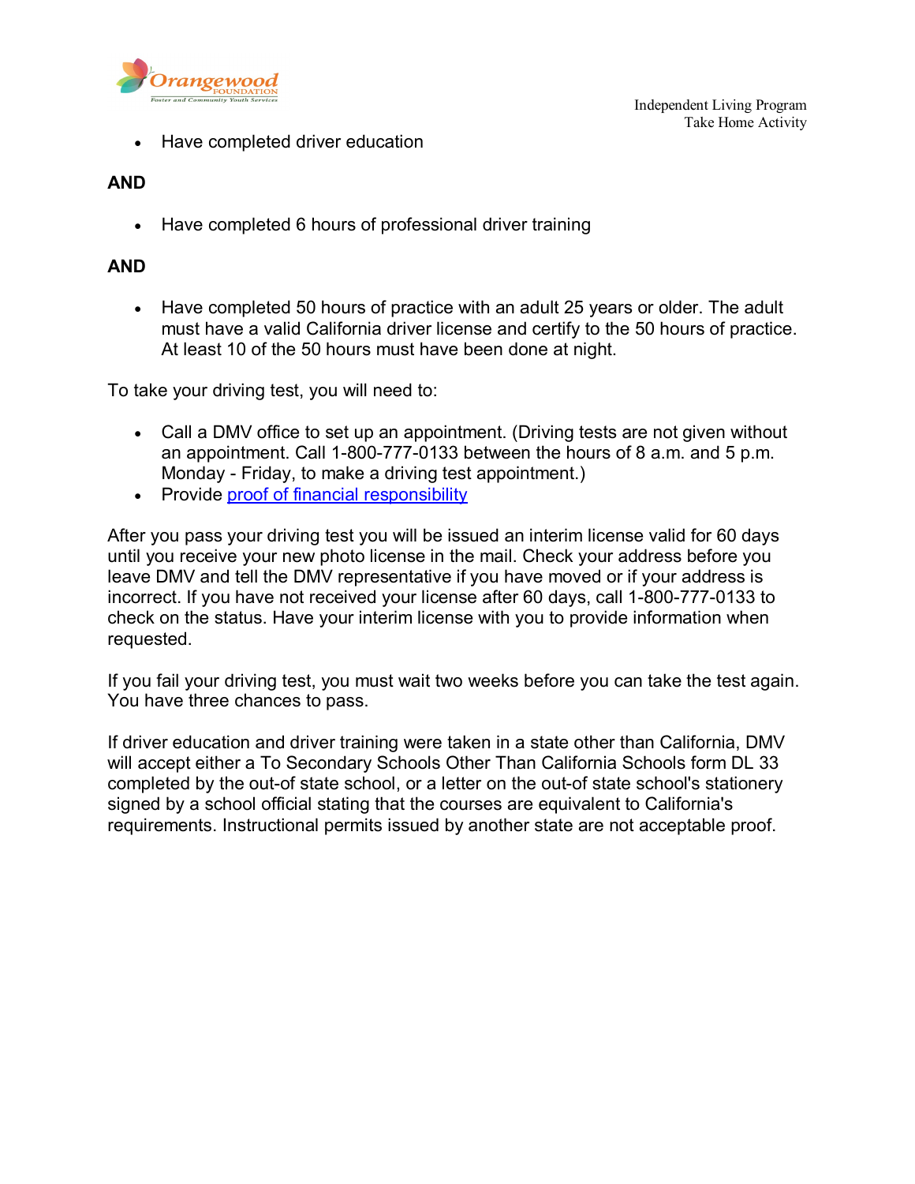- Have completed driver education

**AND**

- Have completed 6 hours of professional driver training

**AND**

- Have completed 50 hours of practice with an adult 25 years or older. The adult must have a valid California driver license and certify to the 50 hours of practice. At least 10 of the 50 hours must have been done at night.

To take your driving test, you will need to:

- Call a DMV office to set up an appointment. (Driving tests are not given without an appointment. Call 1-800-777-0133 between the hours of 8 a.m. and 5 p.m. Monday - Friday, to make a driving test appointment.)
- Provide proof of financial responsibility

After you pass your driving test you will be issued an interim license valid for 60 days until you receive your new photo license in the mail. Check your address before you leave DMV and tell the DMV representative if you have moved or if your address is incorrect. If you have not received your license after 60 days, call 1-800-777-0133 to check on the status. Have your interim license with you to provide information when requested.

If you fail your driving test, you must wait two weeks before you can take the test again. You have three chances to pass.

If driver education and driver training were taken in a state other than California, DMV will accept either a To Secondary Schools Other Than California Schools form DL 33 completed by the out-of state school, or a letter on the out-of state school's stationery signed by a school official stating that the courses are equivalent to California's requirements. Instructional permits issued by another state are not acceptable proof.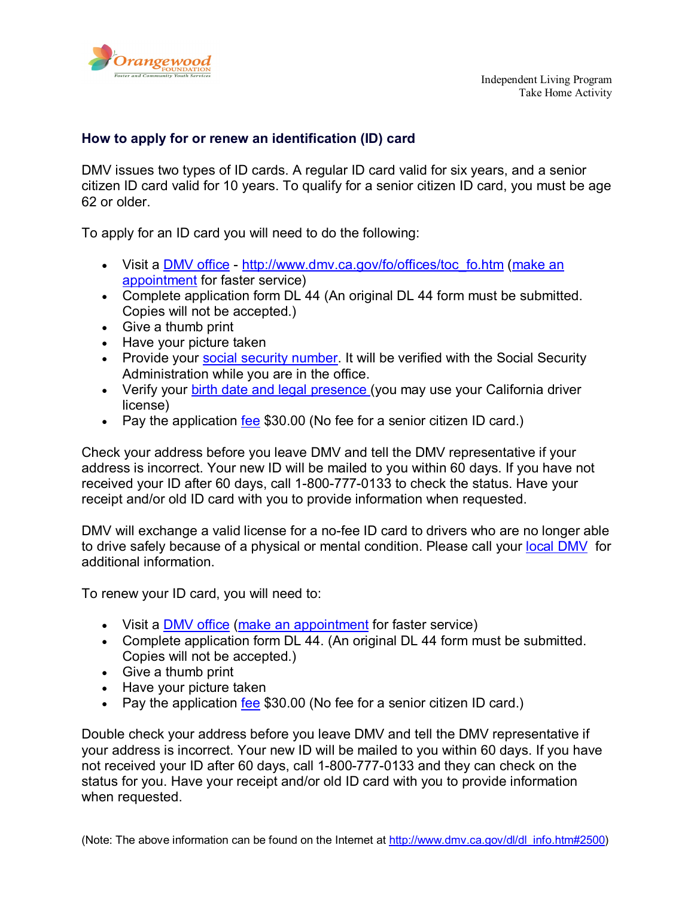Independent Living Program
Take Home Activity

## How to apply for or renew an identification (ID) card

DMV issues two types of ID cards. A regular ID card valid for six years, and a senior citizen ID card valid for 10 years. To qualify for a senior citizen ID card, you must be age 62 or older.

To apply for an ID card you will need to do the following:

- Visit a DMV office - http://www.dmv.ca.gov/fo/offices/toc_fo.htm (make an appointment for faster service)
- Complete application form DL 44 (An original DL 44 form must be submitted. Copies will not be accepted.)
- Give a thumb print
- Have your picture taken
- Provide your social security number. It will be verified with the Social Security Administration while you are in the office.
- Verify your birth date and legal presence (you may use your California driver license)
- Pay the application fee $30.00 (No fee for a senior citizen ID card.)

Check your address before you leave DMV and tell the DMV representative if your address is incorrect. Your new ID will be mailed to you within 60 days. If you have not received your ID after 60 days, call 1-800-777-0133 to check the status. Have your receipt and/or old ID card with you to provide information when requested.

DMV will exchange a valid license for a no-fee ID card to drivers who are no longer able to drive safely because of a physical or mental condition. Please call your local DMV for additional information.

To renew your ID card, you will need to:

- Visit a DMV office (make an appointment for faster service)
- Complete application form DL 44. (An original DL 44 form must be submitted. Copies will not be accepted.)
- Give a thumb print
- Have your picture taken
- Pay the application fee $30.00 (No fee for a senior citizen ID card.)

Double check your address before you leave DMV and tell the DMV representative if your address is incorrect. Your new ID will be mailed to you within 60 days. If you have not received your ID after 60 days, call 1-800-777-0133 and they can check on the status for you. Have your receipt and/or old ID card with you to provide information when requested.

(Note: The above information can be found on the Internet at http://www.dmv.ca.gov/dl/dl_info.htm#2500)